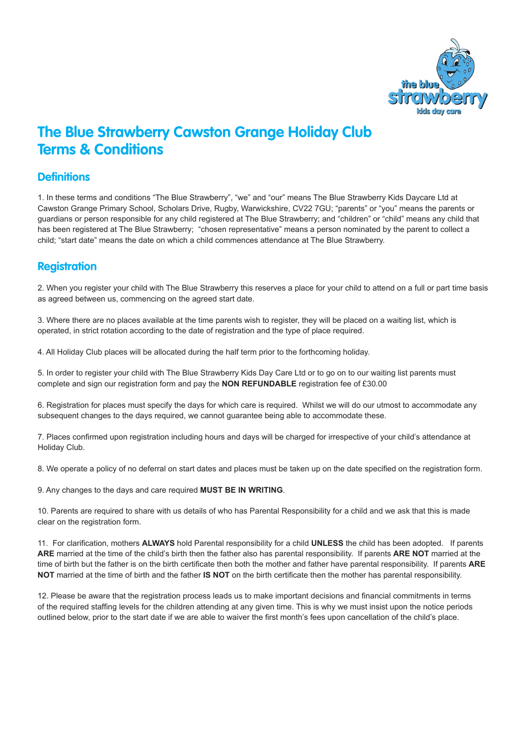# The Blue Strawberry Cawston Grange Holiday Club Terms & Conditions

## Definitions

1. In these terms and conditions "The Blue Strawberry", "we" and "our" means The Blue Strawberry Kids Daycare Ltd at Cawston Grange Primary School, Scholars Drive, Rugby, Warwickshire, CV22 7GU; "parents" or "you" means the parents or guardians or person responsible for any child registered at The Blue Strawberry; and "children" or "child" means any child that has been registered at The Blue Strawberry; "chosen representative" means a person nominated by the parent to collect a child; "start date" means the date on which a child commences attendance at The Blue Strawberry.

## Registration

2. When you register your child with The Blue Strawberry this reserves a place for your child to attend on a full or part time basis as agreed between us, commencing on the agreed start date.

3. Where there are no places available at the time parents wish to register, they will be placed on a waiting list, which is operated, in strict rotation according to the date of registration and the type of place required.

4. All Holiday Club places will be allocated during the half term prior to the forthcoming holiday.

5. In order to register your child with The Blue Strawberry Kids Day Care Ltd or to go on to our waiting list parents must complete and sign our registration form and pay the **NON REFUNDABLE** registration fee of £30.00

6. Registration for places must specify the days for which care is required. Whilst we will do our utmost to accommodate any subsequent changes to the days required, we cannot guarantee being able to accommodate these.

7. Places confirmed upon registration including hours and days will be charged for irrespective of your child's attendance at Holiday Club.

8. We operate a policy of no deferral on start dates and places must be taken up on the date specified on the registration form.

9. Any changes to the days and care required **MUST BE IN WRITING**.

10. Parents are required to share with us details of who has Parental Responsibility for a child and we ask that this is made clear on the registration form.

11. For clarification, mothers **ALWAYS** hold Parental responsibility for a child **UNLESS** the child has been adopted. If parents **ARE** married at the time of the child's birth then the father also has parental responsibility. If parents **ARE NOT** married at the time of birth but the father is on the birth certificate then both the mother and father have parental responsibility. If parents **ARE NOT** married at the time of birth and the father **IS NOT** on the birth certificate then the mother has parental responsibility.

12. Please be aware that the registration process leads us to make important decisions and financial commitments in terms of the required staffing levels for the children attending at any given time. This is why we must insist upon the notice periods outlined below, prior to the start date if we are able to waiver the first month's fees upon cancellation of the child's place.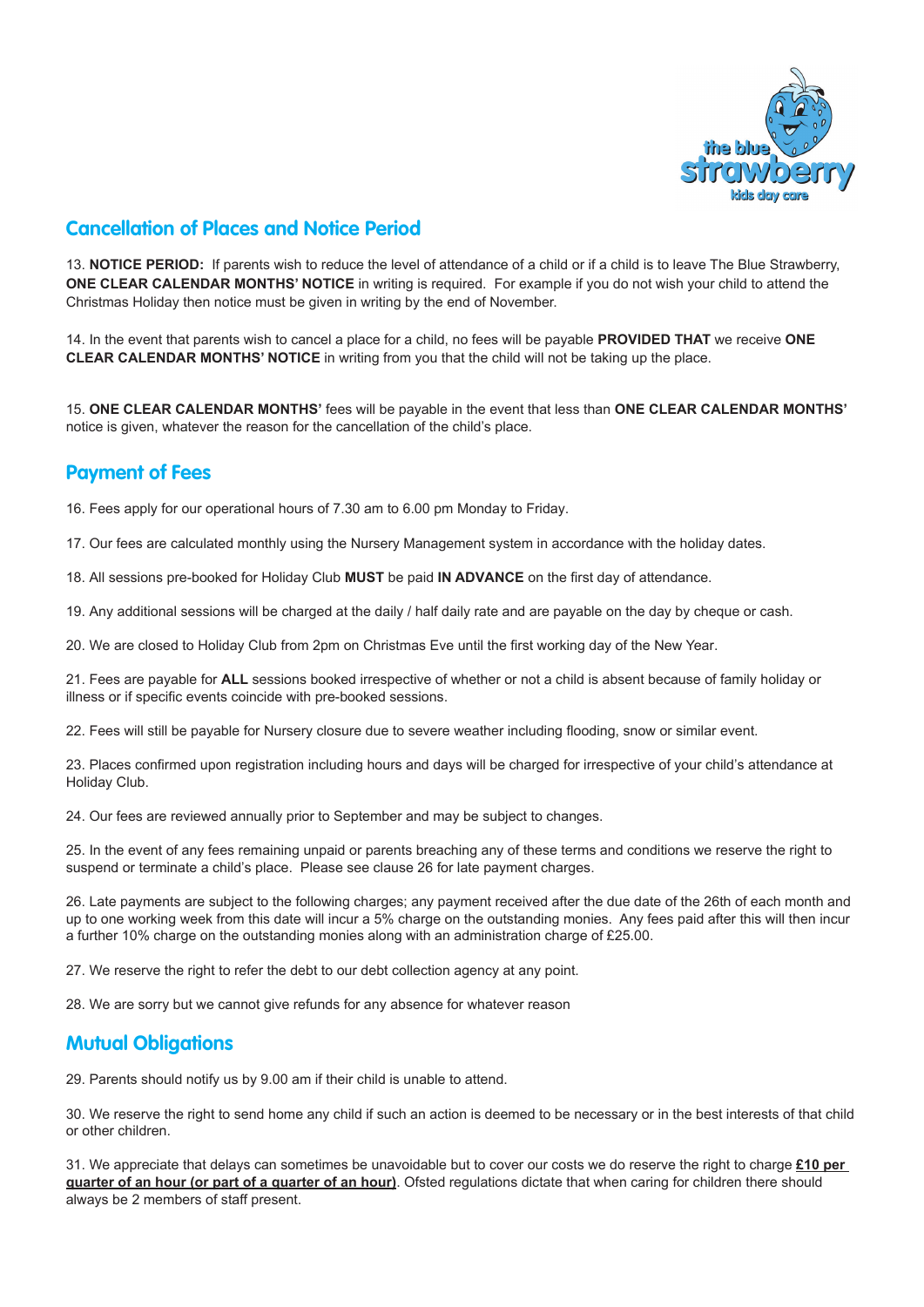## Cancellation of Places and Notice Period

13. **NOTICE PERIOD:** If parents wish to reduce the level of attendance of a child or if a child is to leave The Blue Strawberry, **ONE CLEAR CALENDAR MONTHS' NOTICE** in writing is required. For example if you do not wish your child to attend the Christmas Holiday then notice must be given in writing by the end of November.

14. In the event that parents wish to cancel a place for a child, no fees will be payable **PROVIDED THAT** we receive **ONE CLEAR CALENDAR MONTHS' NOTICE** in writing from you that the child will not be taking up the place.

15. **ONE CLEAR CALENDAR MONTHS'** fees will be payable in the event that less than **ONE CLEAR CALENDAR MONTHS'** notice is given, whatever the reason for the cancellation of the child's place.

## Payment of Fees

16. Fees apply for our operational hours of 7.30 am to 6.00 pm Monday to Friday.

17. Our fees are calculated monthly using the Nursery Management system in accordance with the holiday dates.

18. All sessions pre-booked for Holiday Club **MUST** be paid **IN ADVANCE** on the first day of attendance.

19. Any additional sessions will be charged at the daily / half daily rate and are payable on the day by cheque or cash.

20. We are closed to Holiday Club from 2pm on Christmas Eve until the first working day of the New Year.

21. Fees are payable for **ALL** sessions booked irrespective of whether or not a child is absent because of family holiday or illness or if specific events coincide with pre-booked sessions.

22. Fees will still be payable for Nursery closure due to severe weather including flooding, snow or similar event.

23. Places confirmed upon registration including hours and days will be charged for irrespective of your child's attendance at Holiday Club.

24. Our fees are reviewed annually prior to September and may be subject to changes.

25. In the event of any fees remaining unpaid or parents breaching any of these terms and conditions we reserve the right to suspend or terminate a child's place. Please see clause 26 for late payment charges.

26. Late payments are subject to the following charges; any payment received after the due date of the 26th of each month and up to one working week from this date will incur a 5% charge on the outstanding monies. Any fees paid after this will then incur a further 10% charge on the outstanding monies along with an administration charge of £25.00.

27. We reserve the right to refer the debt to our debt collection agency at any point.

28. We are sorry but we cannot give refunds for any absence for whatever reason

## Mutual Obligations

29. Parents should notify us by 9.00 am if their child is unable to attend.

30. We reserve the right to send home any child if such an action is deemed to be necessary or in the best interests of that child or other children.

31. We appreciate that delays can sometimes be unavoidable but to cover our costs we do reserve the right to charge **£10 per quarter of an hour (or part of a quarter of an hour)**. Ofsted regulations dictate that when caring for children there should always be 2 members of staff present.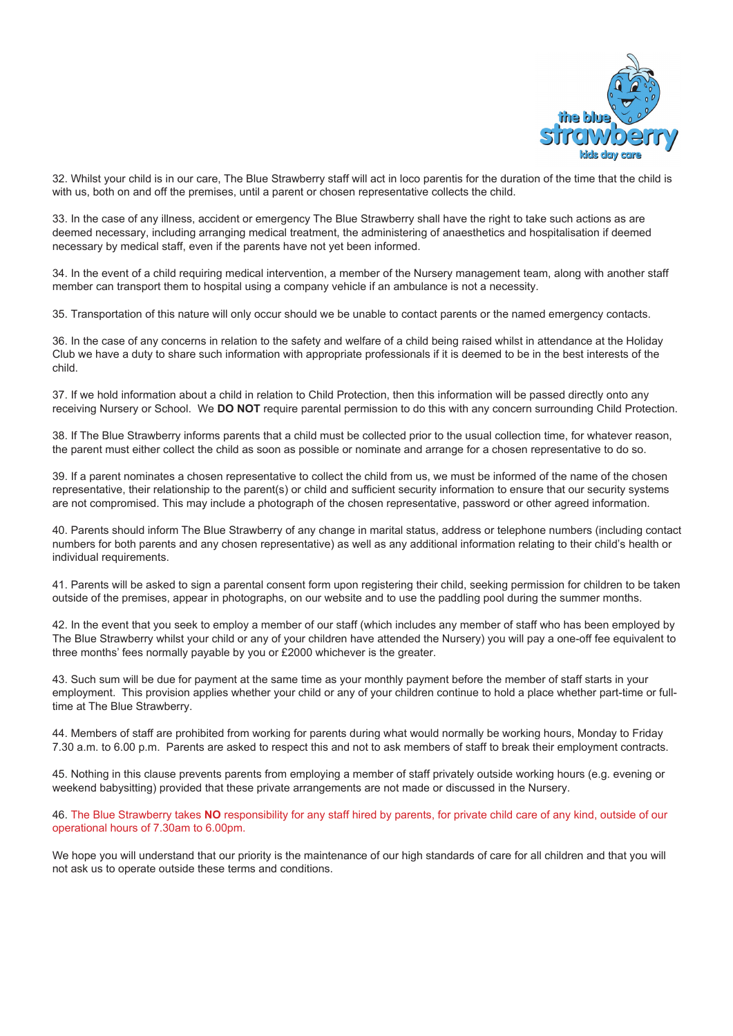32. Whilst your child is in our care, The Blue Strawberry staff will act in loco parentis for the duration of the time that the child is with us, both on and off the premises, until a parent or chosen representative collects the child.

33. In the case of any illness, accident or emergency The Blue Strawberry shall have the right to take such actions as are deemed necessary, including arranging medical treatment, the administering of anaesthetics and hospitalisation if deemed necessary by medical staff, even if the parents have not yet been informed.

34. In the event of a child requiring medical intervention, a member of the Nursery management team, along with another staff member can transport them to hospital using a company vehicle if an ambulance is not a necessity.

35. Transportation of this nature will only occur should we be unable to contact parents or the named emergency contacts.

36. In the case of any concerns in relation to the safety and welfare of a child being raised whilst in attendance at the Holiday Club we have a duty to share such information with appropriate professionals if it is deemed to be in the best interests of the child.

37. If we hold information about a child in relation to Child Protection, then this information will be passed directly onto any receiving Nursery or School. We **DO NOT** require parental permission to do this with any concern surrounding Child Protection.

38. If The Blue Strawberry informs parents that a child must be collected prior to the usual collection time, for whatever reason, the parent must either collect the child as soon as possible or nominate and arrange for a chosen representative to do so.

39. If a parent nominates a chosen representative to collect the child from us, we must be informed of the name of the chosen representative, their relationship to the parent(s) or child and sufficient security information to ensure that our security systems are not compromised. This may include a photograph of the chosen representative, password or other agreed information.

40. Parents should inform The Blue Strawberry of any change in marital status, address or telephone numbers (including contact numbers for both parents and any chosen representative) as well as any additional information relating to their child's health or individual requirements.

41. Parents will be asked to sign a parental consent form upon registering their child, seeking permission for children to be taken outside of the premises, appear in photographs, on our website and to use the paddling pool during the summer months.

42. In the event that you seek to employ a member of our staff (which includes any member of staff who has been employed by The Blue Strawberry whilst your child or any of your children have attended the Nursery) you will pay a one-off fee equivalent to three months' fees normally payable by you or £2000 whichever is the greater.

43. Such sum will be due for payment at the same time as your monthly payment before the member of staff starts in your employment. This provision applies whether your child or any of your children continue to hold a place whether part-time or full-time at The Blue Strawberry.

44. Members of staff are prohibited from working for parents during what would normally be working hours, Monday to Friday 7.30 a.m. to 6.00 p.m. Parents are asked to respect this and not to ask members of staff to break their employment contracts.

45. Nothing in this clause prevents parents from employing a member of staff privately outside working hours (e.g. evening or weekend babysitting) provided that these private arrangements are not made or discussed in the Nursery.

46. The Blue Strawberry takes **NO** responsibility for any staff hired by parents, for private child care of any kind, outside of our operational hours of 7.30am to 6.00pm.

We hope you will understand that our priority is the maintenance of our high standards of care for all children and that you will not ask us to operate outside these terms and conditions.